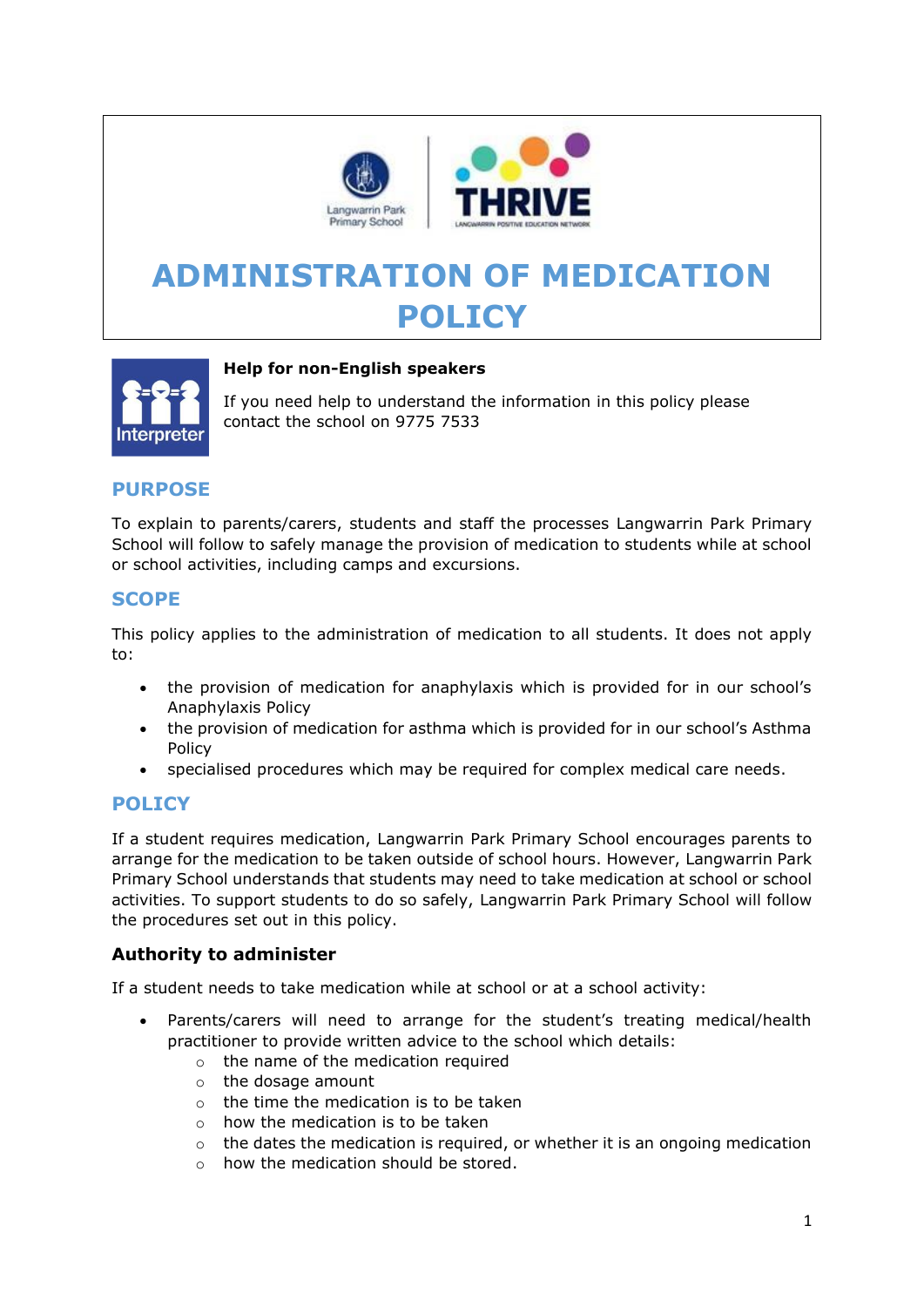# ADMINISTRATION OF MEDICATION POLICY

**Help for non-English speakers**

If you need help to understand the information in this policy please contact the school on 9775 7533

## PURPOSE

To explain to parents/carers, students and staff the processes Langwarrin Park Primary School will follow to safely manage the provision of medication to students while at school or school activities, including camps and excursions.

## SCOPE

This policy applies to the administration of medication to all students. It does not apply to:

- the provision of medication for anaphylaxis which is provided for in our school's Anaphylaxis Policy
- the provision of medication for asthma which is provided for in our school's Asthma Policy
- specialised procedures which may be required for complex medical care needs.

## POLICY

If a student requires medication, Langwarrin Park Primary School encourages parents to arrange for the medication to be taken outside of school hours. However, Langwarrin Park Primary School understands that students may need to take medication at school or school activities. To support students to do so safely, Langwarrin Park Primary School will follow the procedures set out in this policy.

### Authority to administer

If a student needs to take medication while at school or at a school activity:

- Parents/carers will need to arrange for the student's treating medical/health practitioner to provide written advice to the school which details:
  - the name of the medication required
  - the dosage amount
  - the time the medication is to be taken
  - how the medication is to be taken
  - the dates the medication is required, or whether it is an ongoing medication
  - how the medication should be stored.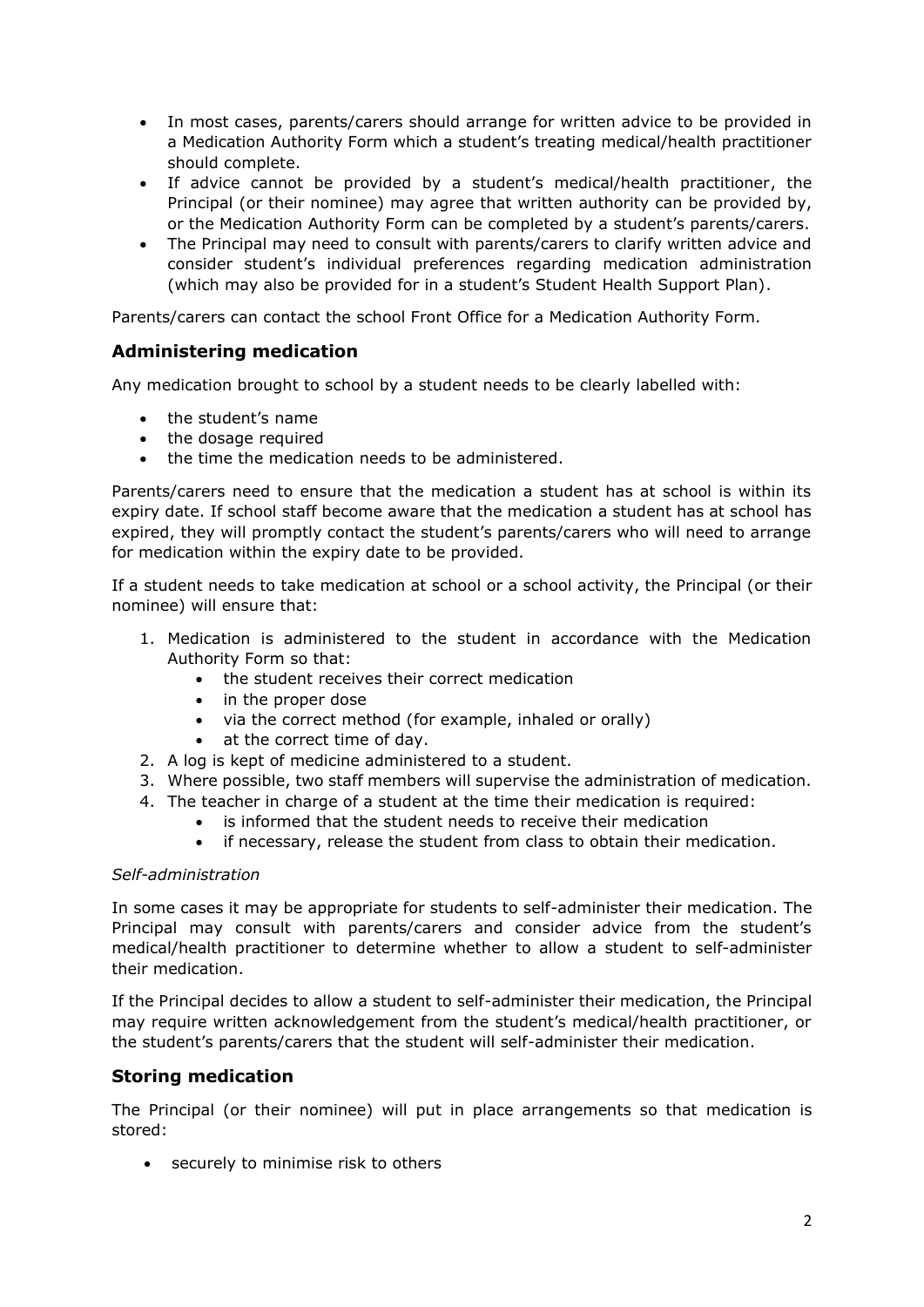- In most cases, parents/carers should arrange for written advice to be provided in a Medication Authority Form which a student's treating medical/health practitioner should complete.
- If advice cannot be provided by a student's medical/health practitioner, the Principal (or their nominee) may agree that written authority can be provided by, or the Medication Authority Form can be completed by a student's parents/carers.
- The Principal may need to consult with parents/carers to clarify written advice and consider student's individual preferences regarding medication administration (which may also be provided for in a student's Student Health Support Plan).

Parents/carers can contact the school Front Office for a Medication Authority Form.

## Administering medication

Any medication brought to school by a student needs to be clearly labelled with:

- the student's name
- the dosage required
- the time the medication needs to be administered.

Parents/carers need to ensure that the medication a student has at school is within its expiry date. If school staff become aware that the medication a student has at school has expired, they will promptly contact the student's parents/carers who will need to arrange for medication within the expiry date to be provided.

If a student needs to take medication at school or a school activity, the Principal (or their nominee) will ensure that:

1. Medication is administered to the student in accordance with the Medication Authority Form so that:
   - the student receives their correct medication
   - in the proper dose
   - via the correct method (for example, inhaled or orally)
   - at the correct time of day.
2. A log is kept of medicine administered to a student.
3. Where possible, two staff members will supervise the administration of medication.
4. The teacher in charge of a student at the time their medication is required:
   - is informed that the student needs to receive their medication
   - if necessary, release the student from class to obtain their medication.

*Self-administration*

In some cases it may be appropriate for students to self-administer their medication. The Principal may consult with parents/carers and consider advice from the student's medical/health practitioner to determine whether to allow a student to self-administer their medication.

If the Principal decides to allow a student to self-administer their medication, the Principal may require written acknowledgement from the student's medical/health practitioner, or the student's parents/carers that the student will self-administer their medication.

## Storing medication

The Principal (or their nominee) will put in place arrangements so that medication is stored:

- securely to minimise risk to others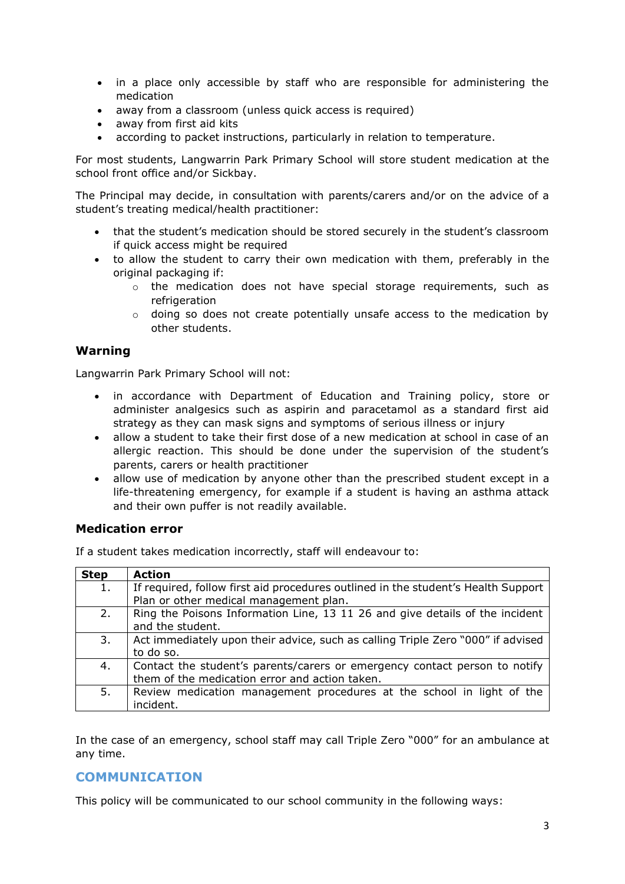- in a place only accessible by staff who are responsible for administering the medication
- away from a classroom (unless quick access is required)
- away from first aid kits
- according to packet instructions, particularly in relation to temperature.

For most students, Langwarrin Park Primary School will store student medication at the school front office and/or Sickbay.

The Principal may decide, in consultation with parents/carers and/or on the advice of a student's treating medical/health practitioner:

- that the student's medication should be stored securely in the student's classroom if quick access might be required
- to allow the student to carry their own medication with them, preferably in the original packaging if:
    - the medication does not have special storage requirements, such as refrigeration
    - doing so does not create potentially unsafe access to the medication by other students.

### Warning

Langwarrin Park Primary School will not:

- in accordance with Department of Education and Training policy, store or administer analgesics such as aspirin and paracetamol as a standard first aid strategy as they can mask signs and symptoms of serious illness or injury
- allow a student to take their first dose of a new medication at school in case of an allergic reaction. This should be done under the supervision of the student's parents, carers or health practitioner
- allow use of medication by anyone other than the prescribed student except in a life-threatening emergency, for example if a student is having an asthma attack and their own puffer is not readily available.

### Medication error

If a student takes medication incorrectly, staff will endeavour to:

| Step | Action |
|---|---|
| 1. | If required, follow first aid procedures outlined in the student's Health Support Plan or other medical management plan. |
| 2. | Ring the Poisons Information Line, 13 11 26 and give details of the incident and the student. |
| 3. | Act immediately upon their advice, such as calling Triple Zero "000" if advised to do so. |
| 4. | Contact the student's parents/carers or emergency contact person to notify them of the medication error and action taken. |
| 5. | Review medication management procedures at the school in light of the incident. |

In the case of an emergency, school staff may call Triple Zero "000" for an ambulance at any time.

## COMMUNICATION

This policy will be communicated to our school community in the following ways: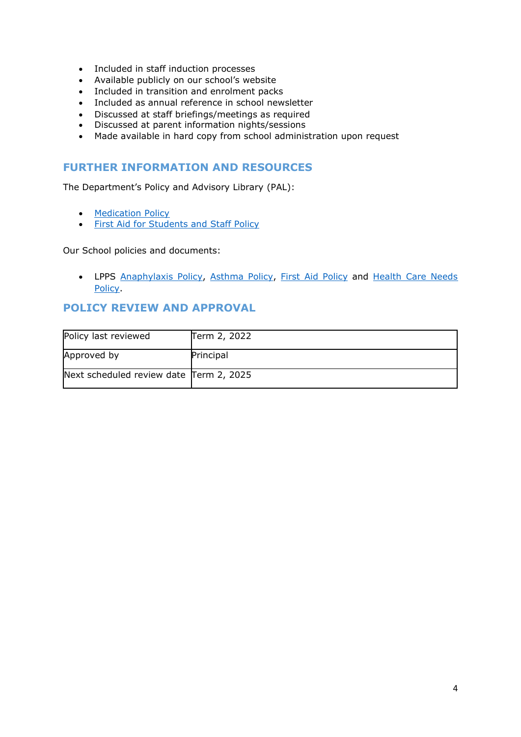- Included in staff induction processes
- Available publicly on our school's website
- Included in transition and enrolment packs
- Included as annual reference in school newsletter
- Discussed at staff briefings/meetings as required
- Discussed at parent information nights/sessions
- Made available in hard copy from school administration upon request

## FURTHER INFORMATION AND RESOURCES

The Department's Policy and Advisory Library (PAL):

- Medication Policy
- First Aid for Students and Staff Policy

Our School policies and documents:

- LPPS Anaphylaxis Policy, Asthma Policy, First Aid Policy and Health Care Needs Policy.

## POLICY REVIEW AND APPROVAL

| | |
|---|---|
| Policy last reviewed | Term 2, 2022 |
| Approved by | Principal |
| Next scheduled review date | Term 2, 2025 |